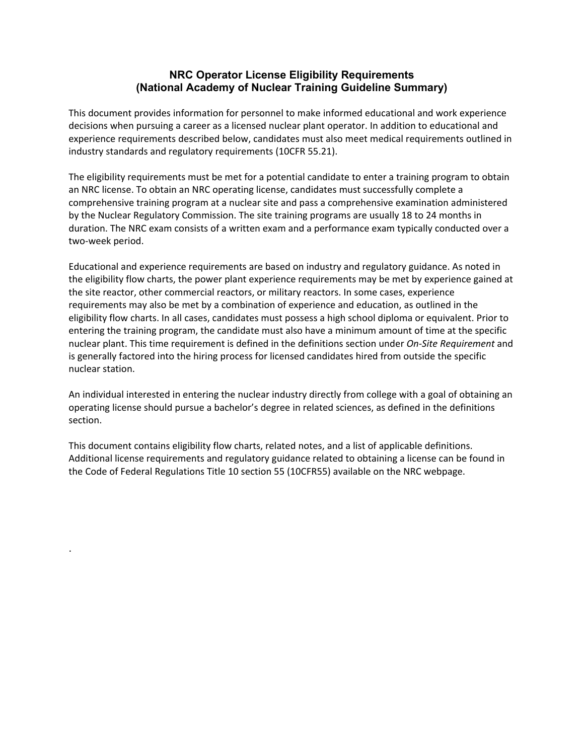# NRC Operator License Eligibility Requirements
## (National Academy of Nuclear Training Guideline Summary)

This document provides information for personnel to make informed educational and work experience decisions when pursuing a career as a licensed nuclear plant operator. In addition to educational and experience requirements described below, candidates must also meet medical requirements outlined in industry standards and regulatory requirements (10CFR 55.21).

The eligibility requirements must be met for a potential candidate to enter a training program to obtain an NRC license. To obtain an NRC operating license, candidates must successfully complete a comprehensive training program at a nuclear site and pass a comprehensive examination administered by the Nuclear Regulatory Commission. The site training programs are usually 18 to 24 months in duration. The NRC exam consists of a written exam and a performance exam typically conducted over a two-week period.

Educational and experience requirements are based on industry and regulatory guidance. As noted in the eligibility flow charts, the power plant experience requirements may be met by experience gained at the site reactor, other commercial reactors, or military reactors. In some cases, experience requirements may also be met by a combination of experience and education, as outlined in the eligibility flow charts. In all cases, candidates must possess a high school diploma or equivalent. Prior to entering the training program, the candidate must also have a minimum amount of time at the specific nuclear plant. This time requirement is defined in the definitions section under *On-Site Requirement* and is generally factored into the hiring process for licensed candidates hired from outside the specific nuclear station.

An individual interested in entering the nuclear industry directly from college with a goal of obtaining an operating license should pursue a bachelor's degree in related sciences, as defined in the definitions section.

This document contains eligibility flow charts, related notes, and a list of applicable definitions. Additional license requirements and regulatory guidance related to obtaining a license can be found in the Code of Federal Regulations Title 10 section 55 (10CFR55) available on the NRC webpage.

.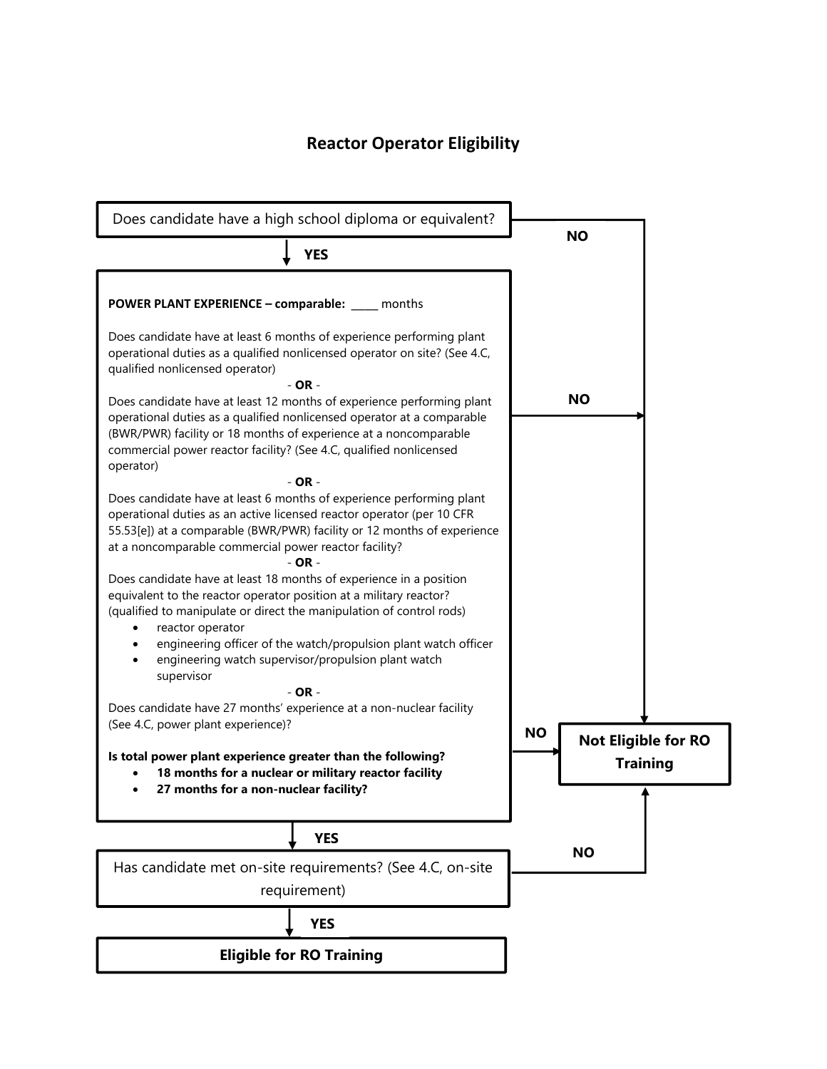# Reactor Operator Eligibility

Does candidate have a high school diploma or equivalent?

- **NO** → Not Eligible for RO Training
- **YES** ↓

**POWER PLANT EXPERIENCE – comparable:** _____ months

Does candidate have at least 6 months of experience performing plant operational duties as a qualified nonlicensed operator on site? (See 4.C, qualified nonlicensed operator)

\- **OR** -

Does candidate have at least 12 months of experience performing plant operational duties as a qualified nonlicensed operator at a comparable (BWR/PWR) facility or 18 months of experience at a noncomparable commercial power reactor facility? (See 4.C, qualified nonlicensed operator)

\- **OR** -

Does candidate have at least 6 months of experience performing plant operational duties as an active licensed reactor operator (per 10 CFR 55.53[e]) at a comparable (BWR/PWR) facility or 12 months of experience at a noncomparable commercial power reactor facility?

\- **OR** -

Does candidate have at least 18 months of experience in a position equivalent to the reactor operator position at a military reactor? (qualified to manipulate or direct the manipulation of control rods)

- reactor operator
- engineering officer of the watch/propulsion plant watch officer
- engineering watch supervisor/propulsion plant watch supervisor

\- **OR** -

Does candidate have 27 months' experience at a non-nuclear facility (See 4.C, power plant experience)?

- **NO** → Not Eligible for RO Training

**Is total power plant experience greater than the following?**

- **18 months for a nuclear or military reactor facility**
- **27 months for a non-nuclear facility?**

- **NO** → Not Eligible for RO Training
- **YES** ↓

Has candidate met on-site requirements? (See 4.C, on-site requirement)

- **NO** → Not Eligible for RO Training
- **YES** ↓

**Eligible for RO Training**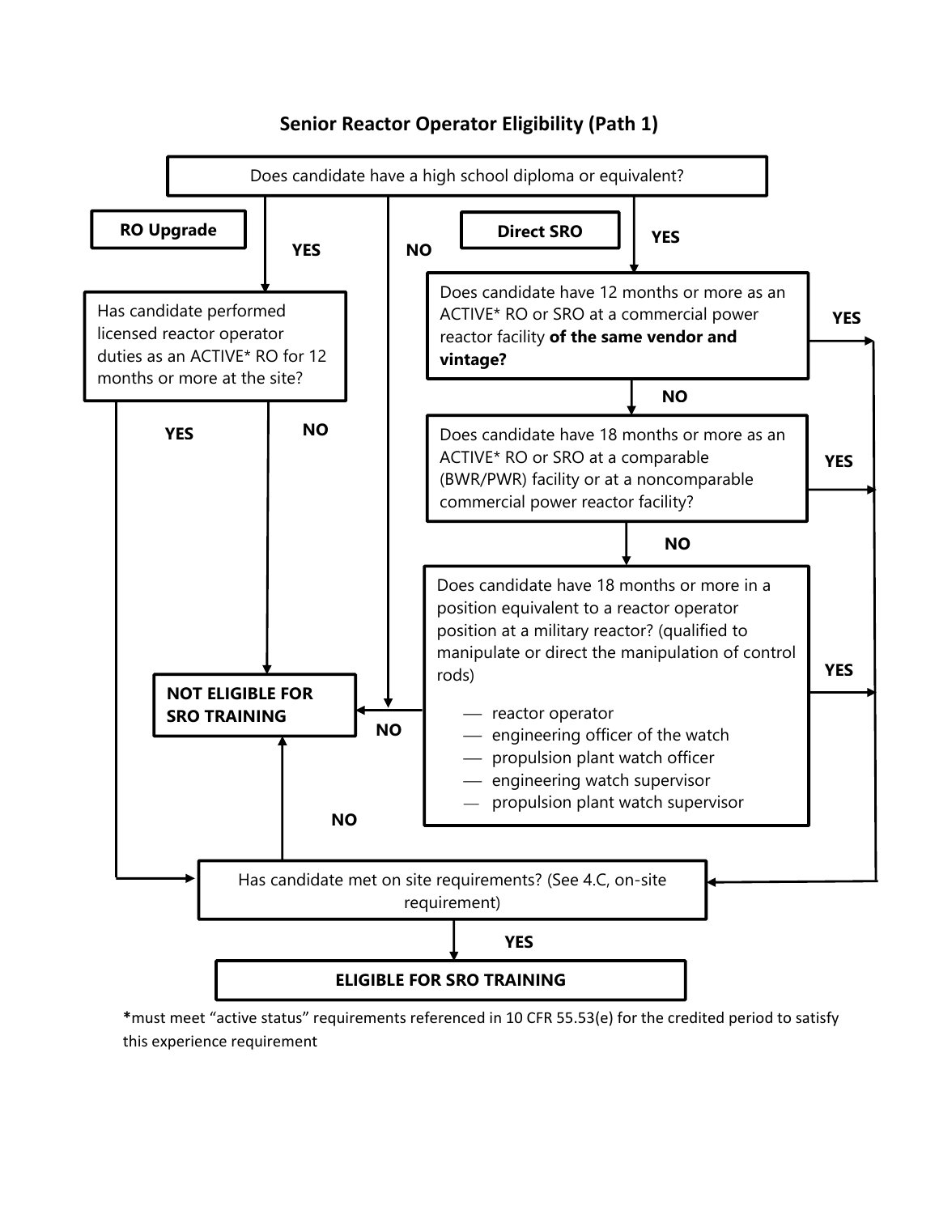# Senior Reactor Operator Eligibility (Path 1)

Does candidate have a high school diploma or equivalent?

- **NO** → **NOT ELIGIBLE FOR SRO TRAINING**
- **YES** → **RO Upgrade** or **Direct SRO**

**RO Upgrade**

Has candidate performed licensed reactor operator duties as an ACTIVE* RO for 12 months or more at the site?

- **YES** → Has candidate met on site requirements?
- **NO** → **NOT ELIGIBLE FOR SRO TRAINING**

**Direct SRO**

Does candidate have 12 months or more as an ACTIVE* RO or SRO at a commercial power reactor facility **of the same vendor and vintage?**

- **YES** → Has candidate met on site requirements?
- **NO** → next question

Does candidate have 18 months or more as an ACTIVE* RO or SRO at a comparable (BWR/PWR) facility or at a noncomparable commercial power reactor facility?

- **YES** → Has candidate met on site requirements?
- **NO** → next question

Does candidate have 18 months or more in a position equivalent to a reactor operator position at a military reactor? (qualified to manipulate or direct the manipulation of control rods)

- reactor operator
- engineering officer of the watch
- propulsion plant watch officer
- engineering watch supervisor
- propulsion plant watch supervisor

- **YES** → Has candidate met on site requirements?
- **NO** → **NOT ELIGIBLE FOR SRO TRAINING**

Has candidate met on site requirements? (See 4.C, on-site requirement)

- **YES** → **ELIGIBLE FOR SRO TRAINING**
- **NO** → **NOT ELIGIBLE FOR SRO TRAINING**

**\***must meet "active status" requirements referenced in 10 CFR 55.53(e) for the credited period to satisfy this experience requirement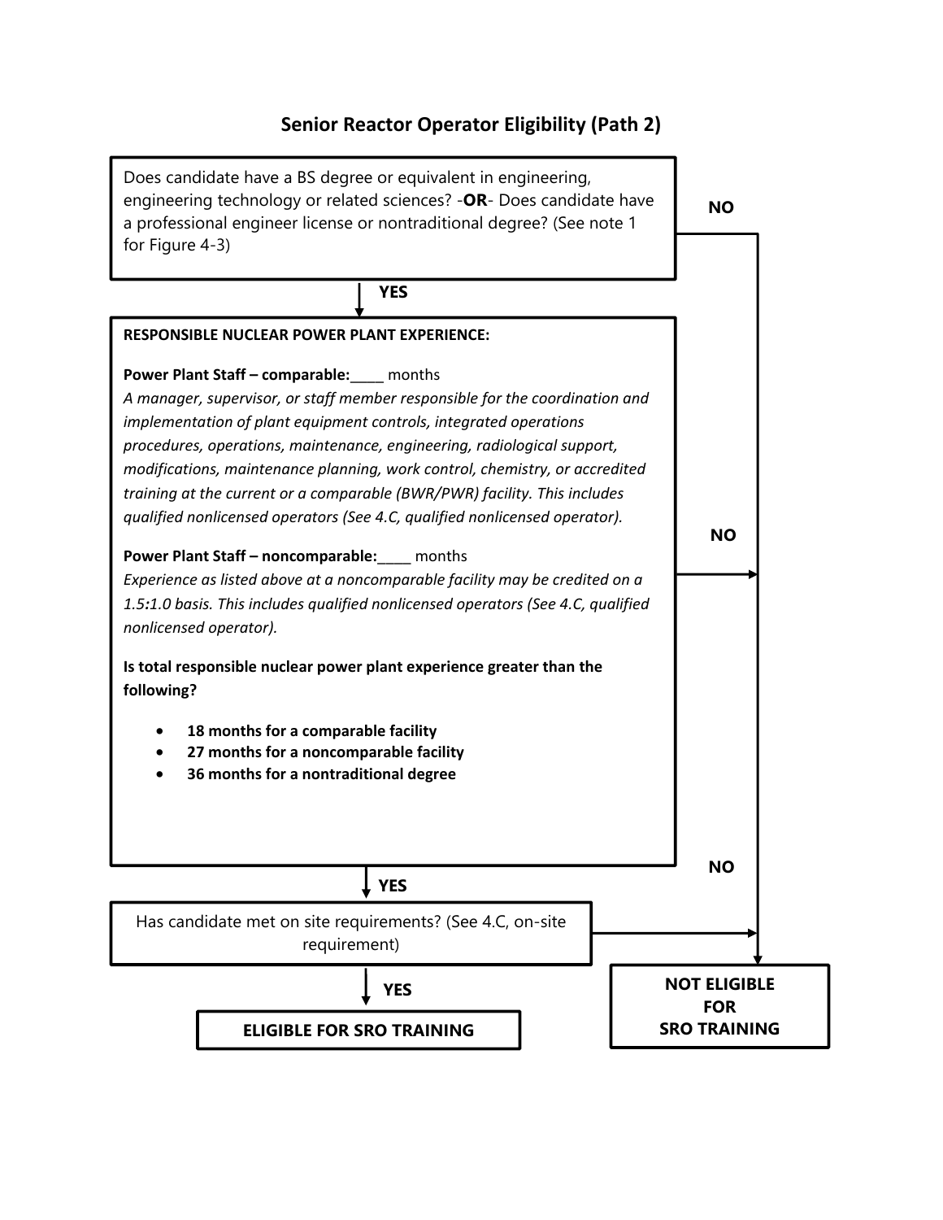# Senior Reactor Operator Eligibility (Path 2)

Does candidate have a BS degree or equivalent in engineering, engineering technology or related sciences? -**OR**- Does candidate have a professional engineer license or nontraditional degree? (See note 1 for Figure 4-3)

**NO** → NOT ELIGIBLE FOR SRO TRAINING

**YES** ↓

**RESPONSIBLE NUCLEAR POWER PLANT EXPERIENCE:**

**Power Plant Staff – comparable:**_____ months

*A manager, supervisor, or staff member responsible for the coordination and implementation of plant equipment controls, integrated operations procedures, operations, maintenance, engineering, radiological support, modifications, maintenance planning, work control, chemistry, or accredited training at the current or a comparable (BWR/PWR) facility. This includes qualified nonlicensed operators (See 4.C, qualified nonlicensed operator).*

**Power Plant Staff – noncomparable:**_____ months

*Experience as listed above at a noncomparable facility may be credited on a 1.5:1.0 basis. This includes qualified nonlicensed operators (See 4.C, qualified nonlicensed operator).*

**Is total responsible nuclear power plant experience greater than the following?**

- **18 months for a comparable facility**
- **27 months for a noncomparable facility**
- **36 months for a nontraditional degree**

**NO** → NOT ELIGIBLE FOR SRO TRAINING

**YES** ↓

Has candidate met on site requirements? (See 4.C, on-site requirement)

**NO** → NOT ELIGIBLE FOR SRO TRAINING

**YES** ↓

**ELIGIBLE FOR SRO TRAINING**

**NOT ELIGIBLE FOR SRO TRAINING**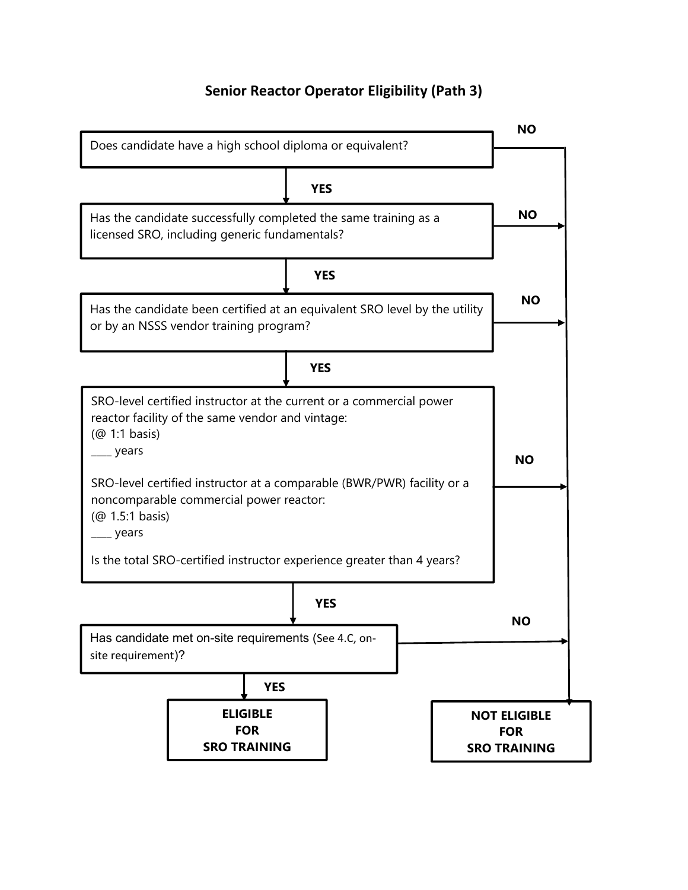## Senior Reactor Operator Eligibility (Path 3)

Does candidate have a high school diploma or equivalent?

- **NO** → NOT ELIGIBLE FOR SRO TRAINING
- **YES** ↓

Has the candidate successfully completed the same training as a licensed SRO, including generic fundamentals?

- **NO** → NOT ELIGIBLE FOR SRO TRAINING
- **YES** ↓

Has the candidate been certified at an equivalent SRO level by the utility or by an NSSS vendor training program?

- **NO** → NOT ELIGIBLE FOR SRO TRAINING
- **YES** ↓

SRO-level certified instructor at the current or a commercial power reactor facility of the same vendor and vintage:
(@ 1:1 basis)
____ years

SRO-level certified instructor at a comparable (BWR/PWR) facility or a noncomparable commercial power reactor:
(@ 1.5:1 basis)
____ years

Is the total SRO-certified instructor experience greater than 4 years?

- **NO** → NOT ELIGIBLE FOR SRO TRAINING
- **YES** ↓

Has candidate met on-site requirements (See 4.C, on-site requirement)?

- **NO** → NOT ELIGIBLE FOR SRO TRAINING
- **YES** → **ELIGIBLE FOR SRO TRAINING**

**NOT ELIGIBLE FOR SRO TRAINING**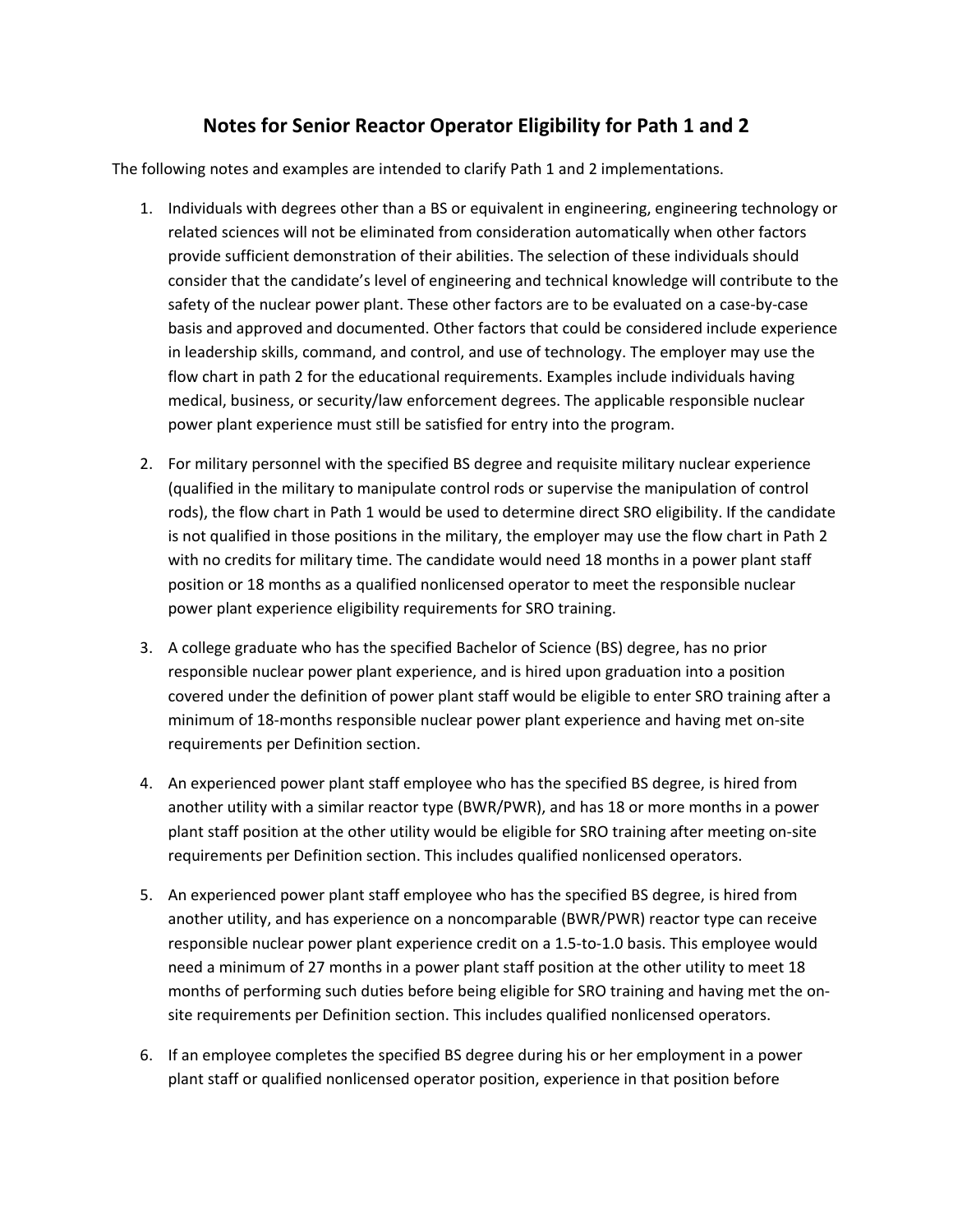## Notes for Senior Reactor Operator Eligibility for Path 1 and 2

The following notes and examples are intended to clarify Path 1 and 2 implementations.

1. Individuals with degrees other than a BS or equivalent in engineering, engineering technology or related sciences will not be eliminated from consideration automatically when other factors provide sufficient demonstration of their abilities. The selection of these individuals should consider that the candidate's level of engineering and technical knowledge will contribute to the safety of the nuclear power plant. These other factors are to be evaluated on a case-by-case basis and approved and documented. Other factors that could be considered include experience in leadership skills, command, and control, and use of technology. The employer may use the flow chart in path 2 for the educational requirements. Examples include individuals having medical, business, or security/law enforcement degrees. The applicable responsible nuclear power plant experience must still be satisfied for entry into the program.

2. For military personnel with the specified BS degree and requisite military nuclear experience (qualified in the military to manipulate control rods or supervise the manipulation of control rods), the flow chart in Path 1 would be used to determine direct SRO eligibility. If the candidate is not qualified in those positions in the military, the employer may use the flow chart in Path 2 with no credits for military time. The candidate would need 18 months in a power plant staff position or 18 months as a qualified nonlicensed operator to meet the responsible nuclear power plant experience eligibility requirements for SRO training.

3. A college graduate who has the specified Bachelor of Science (BS) degree, has no prior responsible nuclear power plant experience, and is hired upon graduation into a position covered under the definition of power plant staff would be eligible to enter SRO training after a minimum of 18-months responsible nuclear power plant experience and having met on-site requirements per Definition section.

4. An experienced power plant staff employee who has the specified BS degree, is hired from another utility with a similar reactor type (BWR/PWR), and has 18 or more months in a power plant staff position at the other utility would be eligible for SRO training after meeting on-site requirements per Definition section. This includes qualified nonlicensed operators.

5. An experienced power plant staff employee who has the specified BS degree, is hired from another utility, and has experience on a noncomparable (BWR/PWR) reactor type can receive responsible nuclear power plant experience credit on a 1.5-to-1.0 basis. This employee would need a minimum of 27 months in a power plant staff position at the other utility to meet 18 months of performing such duties before being eligible for SRO training and having met the on-site requirements per Definition section. This includes qualified nonlicensed operators.

6. If an employee completes the specified BS degree during his or her employment in a power plant staff or qualified nonlicensed operator position, experience in that position before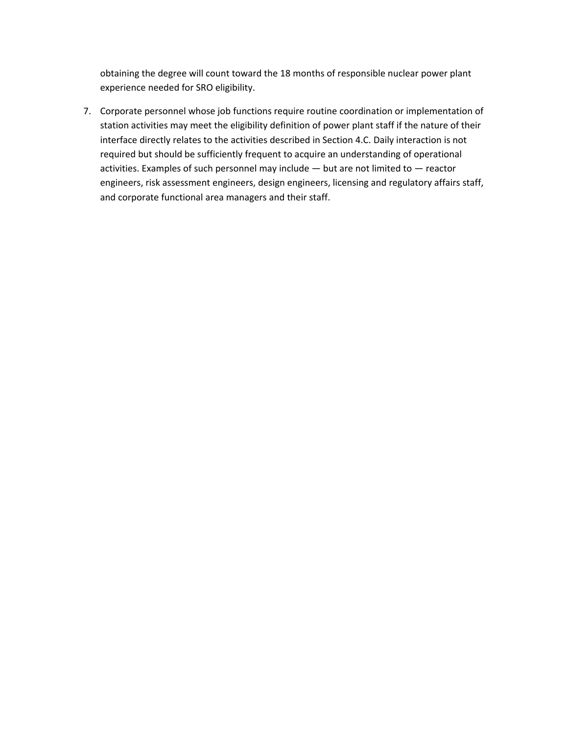obtaining the degree will count toward the 18 months of responsible nuclear power plant experience needed for SRO eligibility.

7. Corporate personnel whose job functions require routine coordination or implementation of station activities may meet the eligibility definition of power plant staff if the nature of their interface directly relates to the activities described in Section 4.C. Daily interaction is not required but should be sufficiently frequent to acquire an understanding of operational activities. Examples of such personnel may include — but are not limited to — reactor engineers, risk assessment engineers, design engineers, licensing and regulatory affairs staff, and corporate functional area managers and their staff.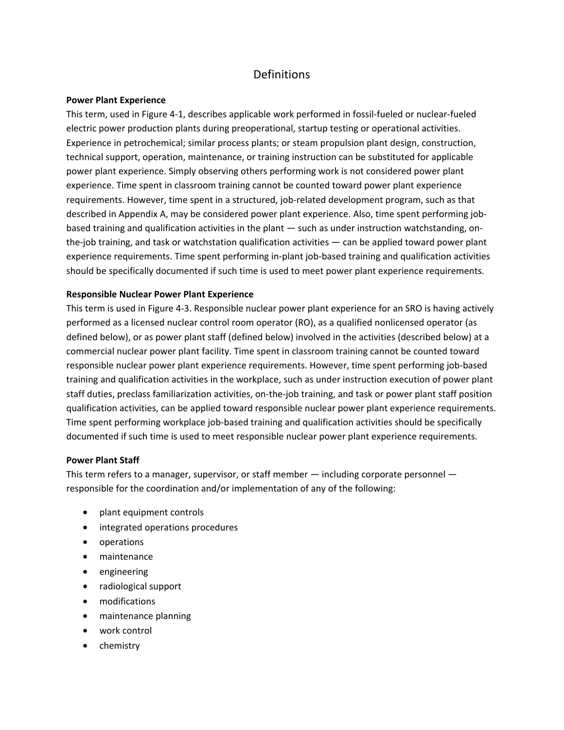# Definitions

**Power Plant Experience**

This term, used in Figure 4-1, describes applicable work performed in fossil-fueled or nuclear-fueled electric power production plants during preoperational, startup testing or operational activities. Experience in petrochemical; similar process plants; or steam propulsion plant design, construction, technical support, operation, maintenance, or training instruction can be substituted for applicable power plant experience. Simply observing others performing work is not considered power plant experience. Time spent in classroom training cannot be counted toward power plant experience requirements. However, time spent in a structured, job-related development program, such as that described in Appendix A, may be considered power plant experience. Also, time spent performing job-based training and qualification activities in the plant — such as under instruction watchstanding, on-the-job training, and task or watchstation qualification activities — can be applied toward power plant experience requirements. Time spent performing in-plant job-based training and qualification activities should be specifically documented if such time is used to meet power plant experience requirements.

**Responsible Nuclear Power Plant Experience**

This term is used in Figure 4-3. Responsible nuclear power plant experience for an SRO is having actively performed as a licensed nuclear control room operator (RO), as a qualified nonlicensed operator (as defined below), or as power plant staff (defined below) involved in the activities (described below) at a commercial nuclear power plant facility. Time spent in classroom training cannot be counted toward responsible nuclear power plant experience requirements. However, time spent performing job-based training and qualification activities in the workplace, such as under instruction execution of power plant staff duties, preclass familiarization activities, on-the-job training, and task or power plant staff position qualification activities, can be applied toward responsible nuclear power plant experience requirements. Time spent performing workplace job-based training and qualification activities should be specifically documented if such time is used to meet responsible nuclear power plant experience requirements.

**Power Plant Staff**

This term refers to a manager, supervisor, or staff member — including corporate personnel — responsible for the coordination and/or implementation of any of the following:

- plant equipment controls
- integrated operations procedures
- operations
- maintenance
- engineering
- radiological support
- modifications
- maintenance planning
- work control
- chemistry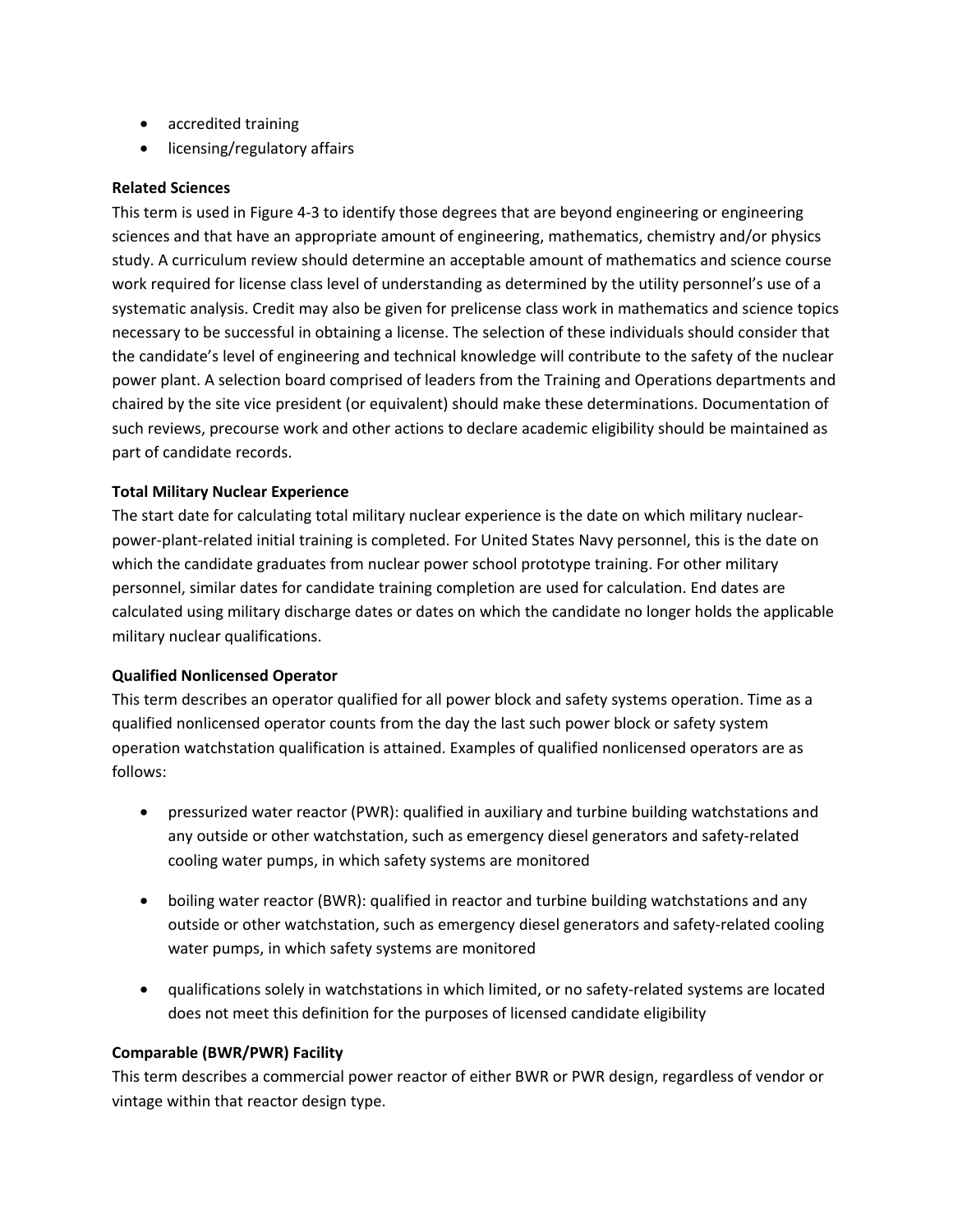- accredited training
- licensing/regulatory affairs

**Related Sciences**

This term is used in Figure 4-3 to identify those degrees that are beyond engineering or engineering sciences and that have an appropriate amount of engineering, mathematics, chemistry and/or physics study. A curriculum review should determine an acceptable amount of mathematics and science course work required for license class level of understanding as determined by the utility personnel's use of a systematic analysis. Credit may also be given for prelicense class work in mathematics and science topics necessary to be successful in obtaining a license. The selection of these individuals should consider that the candidate's level of engineering and technical knowledge will contribute to the safety of the nuclear power plant. A selection board comprised of leaders from the Training and Operations departments and chaired by the site vice president (or equivalent) should make these determinations. Documentation of such reviews, precourse work and other actions to declare academic eligibility should be maintained as part of candidate records.

**Total Military Nuclear Experience**

The start date for calculating total military nuclear experience is the date on which military nuclear-power-plant-related initial training is completed. For United States Navy personnel, this is the date on which the candidate graduates from nuclear power school prototype training. For other military personnel, similar dates for candidate training completion are used for calculation. End dates are calculated using military discharge dates or dates on which the candidate no longer holds the applicable military nuclear qualifications.

**Qualified Nonlicensed Operator**

This term describes an operator qualified for all power block and safety systems operation. Time as a qualified nonlicensed operator counts from the day the last such power block or safety system operation watchstation qualification is attained. Examples of qualified nonlicensed operators are as follows:

- pressurized water reactor (PWR): qualified in auxiliary and turbine building watchstations and any outside or other watchstation, such as emergency diesel generators and safety-related cooling water pumps, in which safety systems are monitored
- boiling water reactor (BWR): qualified in reactor and turbine building watchstations and any outside or other watchstation, such as emergency diesel generators and safety-related cooling water pumps, in which safety systems are monitored
- qualifications solely in watchstations in which limited, or no safety-related systems are located does not meet this definition for the purposes of licensed candidate eligibility

**Comparable (BWR/PWR) Facility**

This term describes a commercial power reactor of either BWR or PWR design, regardless of vendor or vintage within that reactor design type.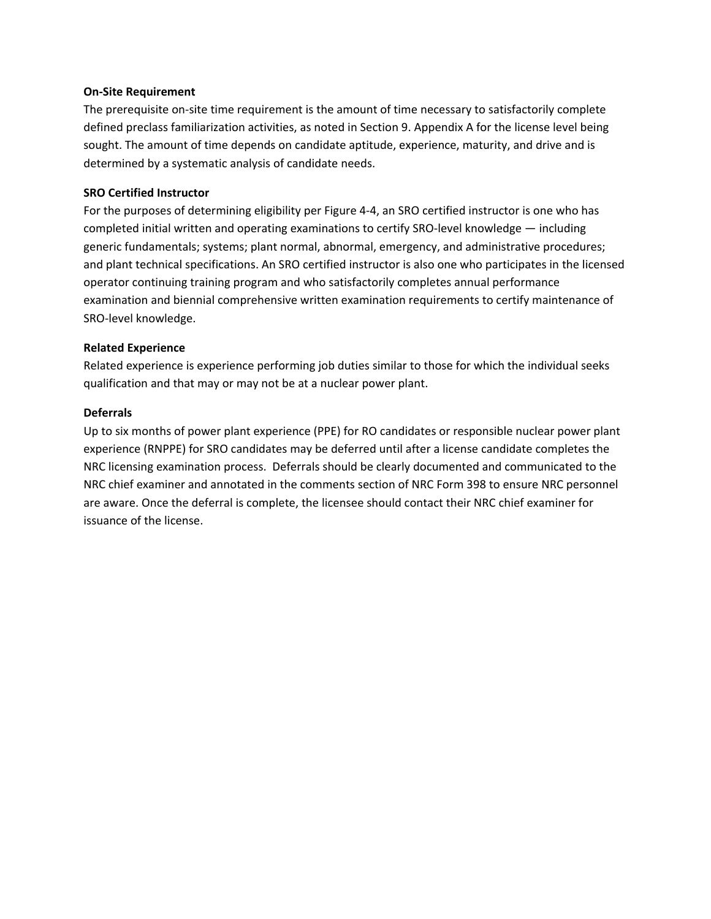**On-Site Requirement**

The prerequisite on-site time requirement is the amount of time necessary to satisfactorily complete defined preclass familiarization activities, as noted in Section 9. Appendix A for the license level being sought. The amount of time depends on candidate aptitude, experience, maturity, and drive and is determined by a systematic analysis of candidate needs.

**SRO Certified Instructor**

For the purposes of determining eligibility per Figure 4-4, an SRO certified instructor is one who has completed initial written and operating examinations to certify SRO-level knowledge — including generic fundamentals; systems; plant normal, abnormal, emergency, and administrative procedures; and plant technical specifications. An SRO certified instructor is also one who participates in the licensed operator continuing training program and who satisfactorily completes annual performance examination and biennial comprehensive written examination requirements to certify maintenance of SRO-level knowledge.

**Related Experience**

Related experience is experience performing job duties similar to those for which the individual seeks qualification and that may or may not be at a nuclear power plant.

**Deferrals**

Up to six months of power plant experience (PPE) for RO candidates or responsible nuclear power plant experience (RNPPE) for SRO candidates may be deferred until after a license candidate completes the NRC licensing examination process. Deferrals should be clearly documented and communicated to the NRC chief examiner and annotated in the comments section of NRC Form 398 to ensure NRC personnel are aware. Once the deferral is complete, the licensee should contact their NRC chief examiner for issuance of the license.